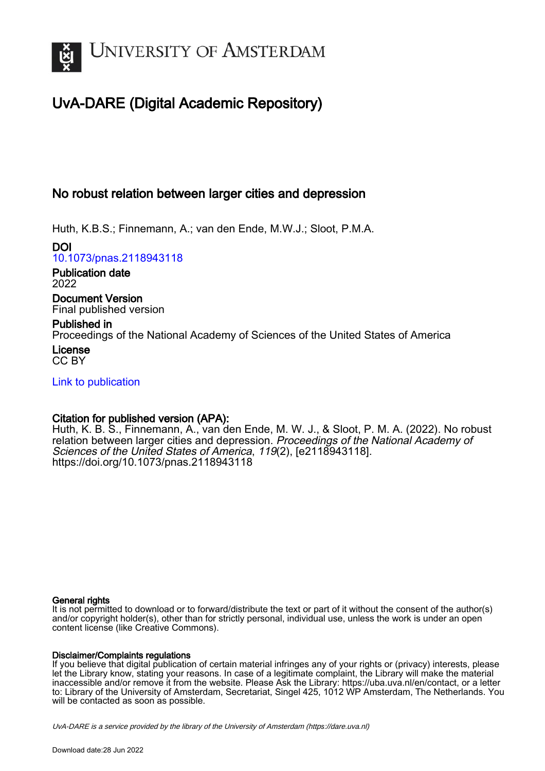# UNIVERSITY OF AMSTERDAM

## UvA-DARE (Digital Academic Repository)

### No robust relation between larger cities and depression

Huth, K.B.S.; Finnemann, A.; van den Ende, M.W.J.; Sloot, P.M.A.

**DOI**
10.1073/pnas.2118943118

**Publication date**
2022

**Document Version**
Final published version

**Published in**
Proceedings of the National Academy of Sciences of the United States of America

**License**
CC BY

Link to publication

**Citation for published version (APA):**
Huth, K. B. S., Finnemann, A., van den Ende, M. W. J., & Sloot, P. M. A. (2022). No robust relation between larger cities and depression. *Proceedings of the National Academy of Sciences of the United States of America*, *119*(2), [e2118943118]. https://doi.org/10.1073/pnas.2118943118

**General rights**
It is not permitted to download or to forward/distribute the text or part of it without the consent of the author(s) and/or copyright holder(s), other than for strictly personal, individual use, unless the work is under an open content license (like Creative Commons).

**Disclaimer/Complaints regulations**
If you believe that digital publication of certain material infringes any of your rights or (privacy) interests, please let the Library know, stating your reasons. In case of a legitimate complaint, the Library will make the material inaccessible and/or remove it from the website. Please Ask the Library: https://uba.uva.nl/en/contact, or a letter to: Library of the University of Amsterdam, Secretariat, Singel 425, 1012 WP Amsterdam, The Netherlands. You will be contacted as soon as possible.

*UvA-DARE is a service provided by the library of the University of Amsterdam (https://dare.uva.nl)*

Download date:28 Jun 2022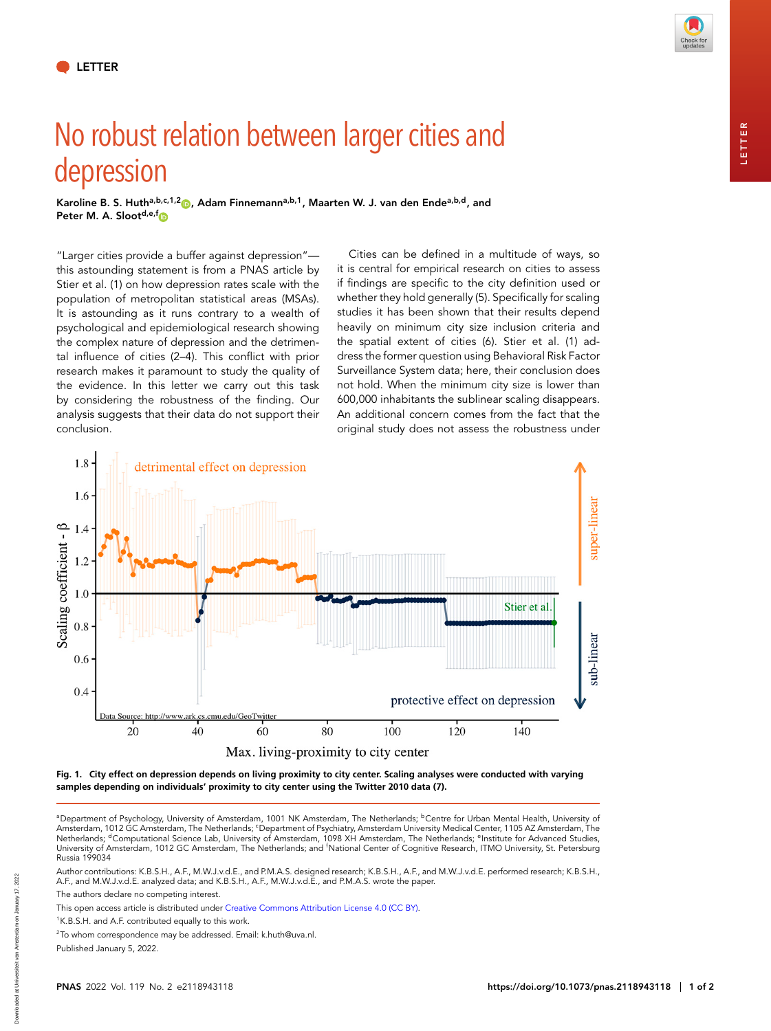LETTER

# No robust relation between larger cities and depression

**Karoline B. S. Huth**[a,b,c,1,2], **Adam Finnemann**[a,b,1], **Maarten W. J. van den Ende**[a,b,d], and **Peter M. A. Sloot**[d,e,f]

"Larger cities provide a buffer against depression"—this astounding statement is from a PNAS article by Stier et al. (1) on how depression rates scale with the population of metropolitan statistical areas (MSAs). It is astounding as it runs contrary to a wealth of psychological and epidemiological research showing the complex nature of depression and the detrimental influence of cities (2–4). This conflict with prior research makes it paramount to study the quality of the evidence. In this letter we carry out this task by considering the robustness of the finding. Our analysis suggests that their data do not support their conclusion.

Cities can be defined in a multitude of ways, so it is central for empirical research on cities to assess if findings are specific to the city definition used or whether they hold generally (5). Specifically for scaling studies it has been shown that their results depend heavily on minimum city size inclusion criteria and the spatial extent of cities (6). Stier et al. (1) address the former question using Behavioral Risk Factor Surveillance System data; here, their conclusion does not hold. When the minimum city size is lower than 600,000 inhabitants the sublinear scaling disappears. An additional concern comes from the fact that the original study does not assess the robustness under

**Fig. 1. City effect on depression depends on living proximity to city center. Scaling analyses were conducted with varying samples depending on individuals' proximity to city center using the Twitter 2010 data (7).**

[a]Department of Psychology, University of Amsterdam, 1001 NK Amsterdam, The Netherlands; [b]Centre for Urban Mental Health, University of Amsterdam, 1012 GC Amsterdam, The Netherlands; [c]Department of Psychiatry, Amsterdam University Medical Center, 1105 AZ Amsterdam, The Netherlands; [d]Computational Science Lab, University of Amsterdam, 1098 XH Amsterdam, The Netherlands; [e]Institute for Advanced Studies, University of Amsterdam, 1012 GC Amsterdam, The Netherlands; and [f]National Center of Cognitive Research, ITMO University, St. Petersburg Russia 199034

Author contributions: K.B.S.H., A.F., M.W.J.v.d.E., and P.M.A.S. designed research; K.B.S.H., A.F., and M.W.J.v.d.E. performed research; K.B.S.H., A.F., and M.W.J.v.d.E. analyzed data; and K.B.S.H., A.F., M.W.J.v.d.E., and P.M.A.S. wrote the paper.

The authors declare no competing interest.

This open access article is distributed under Creative Commons Attribution License 4.0 (CC BY).

[1]K.B.S.H. and A.F. contributed equally to this work.

[2]To whom correspondence may be addressed. Email: k.huth@uva.nl.

Published January 5, 2022.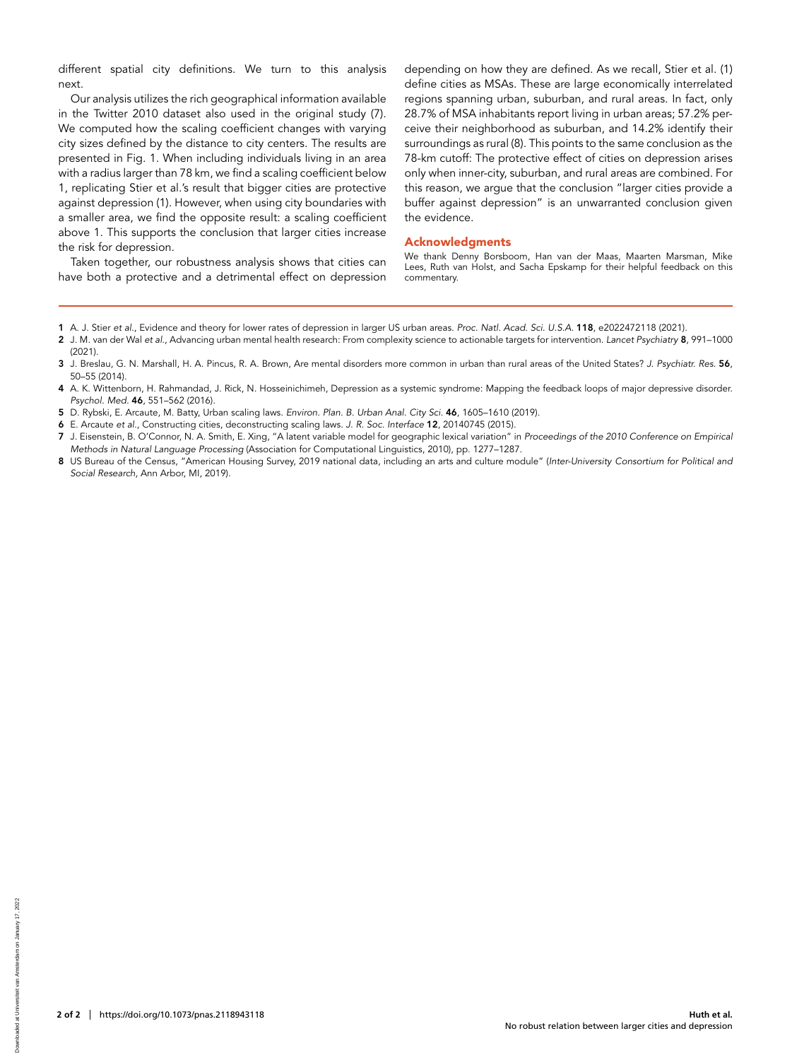different spatial city definitions. We turn to this analysis next.

Our analysis utilizes the rich geographical information available in the Twitter 2010 dataset also used in the original study (7). We computed how the scaling coefficient changes with varying city sizes defined by the distance to city centers. The results are presented in Fig. 1. When including individuals living in an area with a radius larger than 78 km, we find a scaling coefficient below 1, replicating Stier et al.'s result that bigger cities are protective against depression (1). However, when using city boundaries with a smaller area, we find the opposite result: a scaling coefficient above 1. This supports the conclusion that larger cities increase the risk for depression.

Taken together, our robustness analysis shows that cities can have both a protective and a detrimental effect on depression depending on how they are defined. As we recall, Stier et al. (1) define cities as MSAs. These are large economically interrelated regions spanning urban, suburban, and rural areas. In fact, only 28.7% of MSA inhabitants report living in urban areas; 57.2% perceive their neighborhood as suburban, and 14.2% identify their surroundings as rural (8). This points to the same conclusion as the 78-km cutoff: The protective effect of cities on depression arises only when inner-city, suburban, and rural areas are combined. For this reason, we argue that the conclusion "larger cities provide a buffer against depression" is an unwarranted conclusion given the evidence.

## Acknowledgments

We thank Denny Borsboom, Han van der Maas, Maarten Marsman, Mike Lees, Ruth van Holst, and Sacha Epskamp for their helpful feedback on this commentary.

1. A. J. Stier *et al.*, Evidence and theory for lower rates of depression in larger US urban areas. *Proc. Natl. Acad. Sci. U.S.A.* **118**, e2022472118 (2021).
2. J. M. van der Wal *et al.*, Advancing urban mental health research: From complexity science to actionable targets for intervention. *Lancet Psychiatry* **8**, 991–1000 (2021).
3. J. Breslau, G. N. Marshall, H. A. Pincus, R. A. Brown, Are mental disorders more common in urban than rural areas of the United States? *J. Psychiatr. Res.* **56**, 50–55 (2014).
4. A. K. Wittenborn, H. Rahmandad, J. Rick, N. Hosseinichimeh, Depression as a systemic syndrome: Mapping the feedback loops of major depressive disorder. *Psychol. Med.* **46**, 551–562 (2016).
5. D. Rybski, E. Arcaute, M. Batty, Urban scaling laws. *Environ. Plan. B. Urban Anal. City Sci.* **46**, 1605–1610 (2019).
6. E. Arcaute *et al.*, Constructing cities, deconstructing scaling laws. *J. R. Soc. Interface* **12**, 20140745 (2015).
7. J. Eisenstein, B. O'Connor, N. A. Smith, E. Xing, "A latent variable model for geographic lexical variation" in *Proceedings of the 2010 Conference on Empirical Methods in Natural Language Processing* (Association for Computational Linguistics, 2010), pp. 1277–1287.
8. US Bureau of the Census, "American Housing Survey, 2019 national data, including an arts and culture module" (*Inter-University Consortium for Political and Social Research*, Ann Arbor, MI, 2019).